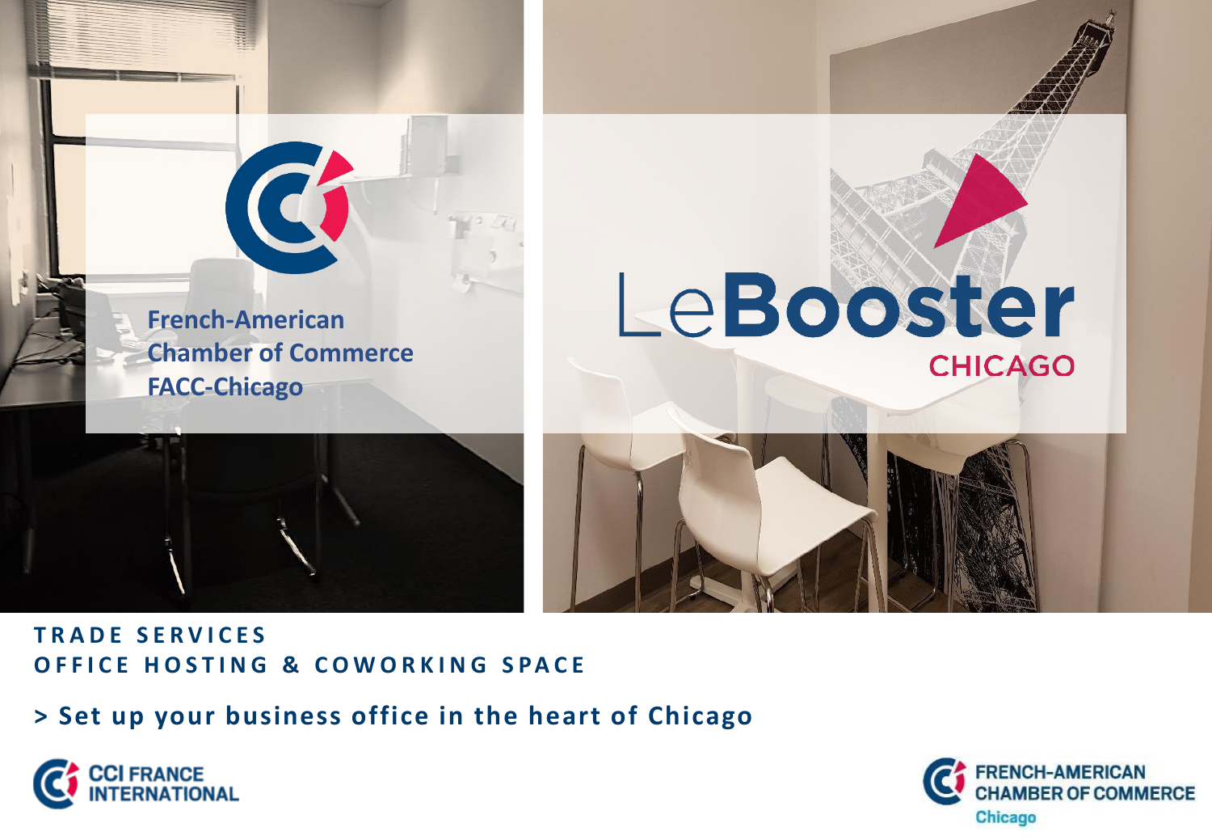French-American Chamber of Commerce FACC-Chicago

# LeBooster CHICAGO

**TRADE SERVICES**
**OFFICE HOSTING & COWORKING SPACE**

**> Set up your business office in the heart of Chicago**

CCI FRANCE INTERNATIONAL

FRENCH-AMERICAN CHAMBER OF COMMERCE Chicago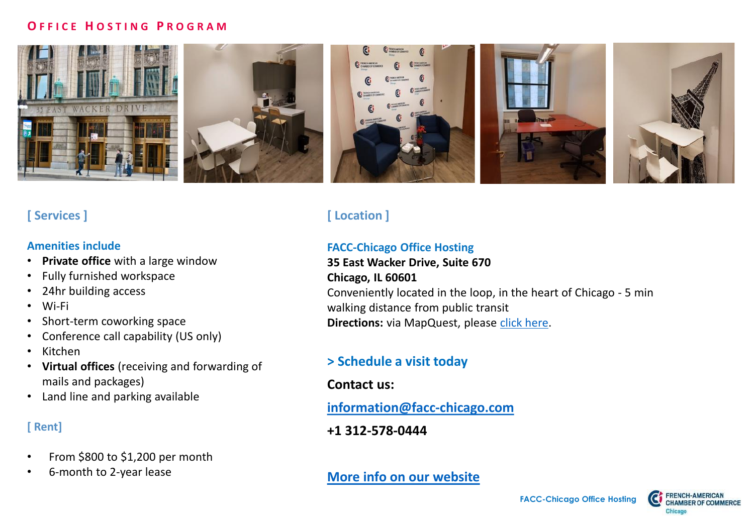# OFFICE HOSTING PROGRAM

## [ Services ]

### Amenities include

- **Private office** with a large window
- Fully furnished workspace
- 24hr building access
- Wi-Fi
- Short-term coworking space
- Conference call capability (US only)
- Kitchen
- **Virtual offices** (receiving and forwarding of mails and packages)
- Land line and parking available

## [ Rent]

- From $800 to $1,200 per month
- 6-month to 2-year lease

## [ Location ]

### FACC-Chicago Office Hosting

**35 East Wacker Drive, Suite 670**
**Chicago, IL 60601**
Conveniently located in the loop, in the heart of Chicago - 5 min walking distance from public transit
**Directions:** via MapQuest, please click here.

### > Schedule a visit today

**Contact us:**

**information@facc-chicago.com**

**+1 312-578-0444**

**More info on our website**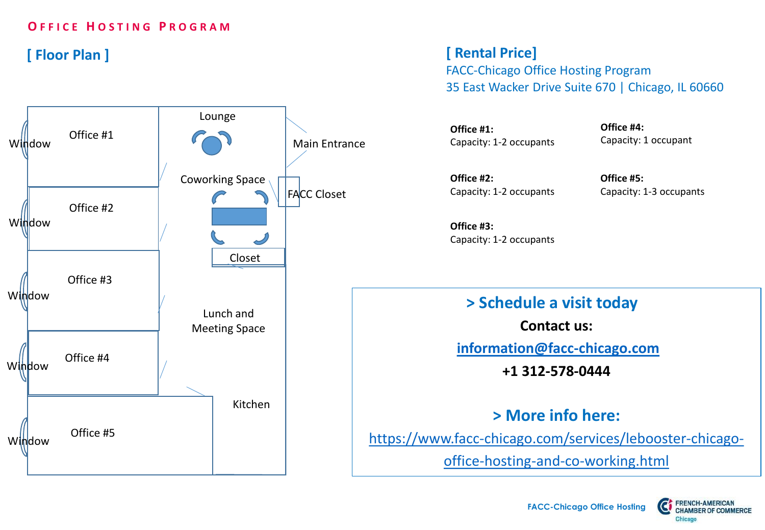## Office Hosting Program

### [ Floor Plan ]

Office #1 — Window
Office #2 — Window
Office #3 — Window
Office #4 — Window
Office #5 — Window
Lounge
Main Entrance
Coworking Space
FACC Closet
Closet
Lunch and Meeting Space
Kitchen

### [ Rental Price]

FACC-Chicago Office Hosting Program
35 East Wacker Drive Suite 670 | Chicago, IL 60660

**Office #1:**
Capacity: 1-2 occupants

**Office #2:**
Capacity: 1-2 occupants

**Office #3:**
Capacity: 1-2 occupants

**Office #4:**
Capacity: 1 occupant

**Office #5:**
Capacity: 1-3 occupants

### > Schedule a visit today

**Contact us:**

information@facc-chicago.com

**+1 312-578-0444**

### > More info here:

https://www.facc-chicago.com/services/lebooster-chicago-office-hosting-and-co-working.html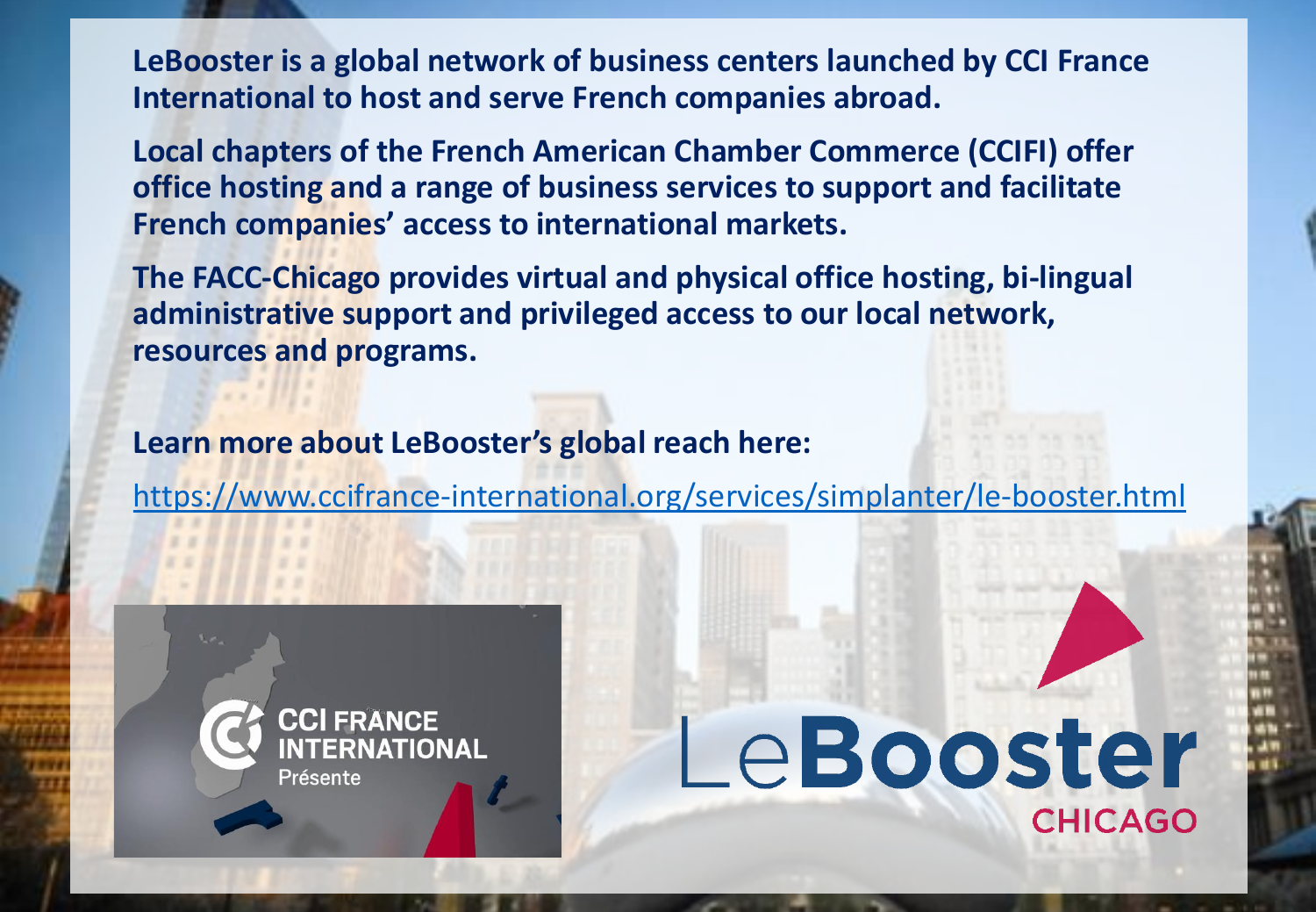**LeBooster is a global network of business centers launched by CCI France International to host and serve French companies abroad.**

**Local chapters of the French American Chamber Commerce (CCIFI) offer office hosting and a range of business services to support and facilitate French companies' access to international markets.**

**The FACC-Chicago provides virtual and physical office hosting, bi-lingual administrative support and privileged access to our local network, resources and programs.**

**Learn more about LeBooster's global reach here:**

https://www.ccifrance-international.org/services/simplanter/le-booster.html

CCI FRANCE INTERNATIONAL
Présente

LeBooster
CHICAGO